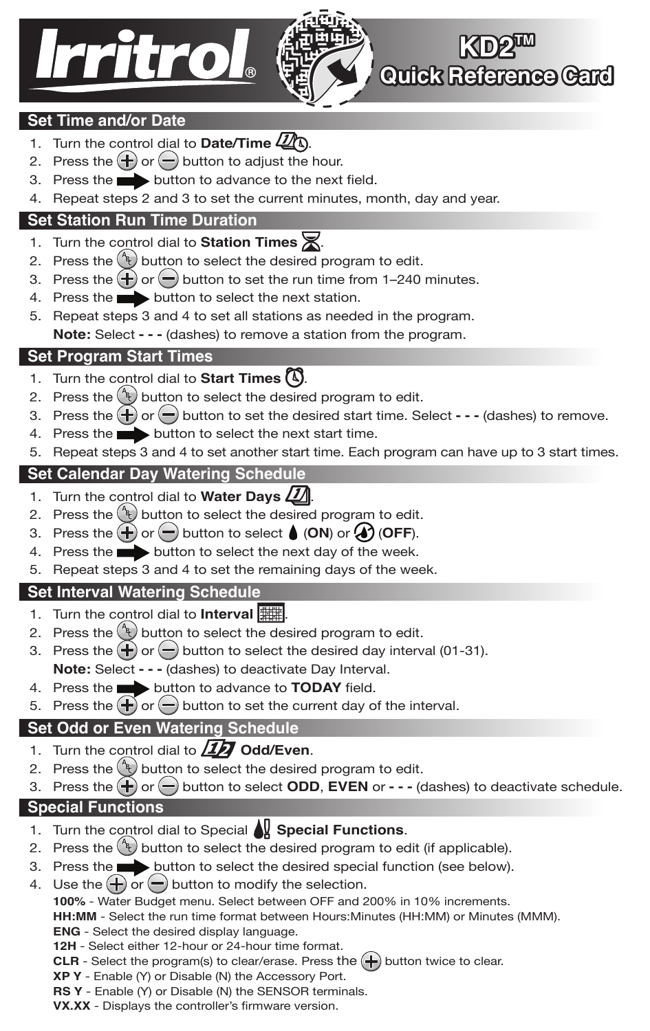# Irritrol® KD2™ Quick Reference Card

## Set Time and/or Date

1. Turn the control dial to **Date/Time**.
2. Press the + or − button to adjust the hour.
3. Press the ➡ button to advance to the next field.
4. Repeat steps 2 and 3 to set the current minutes, month, day and year.

## Set Station Run Time Duration

1. Turn the control dial to **Station Times**.
2. Press the ABC button to select the desired program to edit.
3. Press the + or − button to set the run time from 1–240 minutes.
4. Press the ➡ button to select the next station.
5. Repeat steps 3 and 4 to set all stations as needed in the program.
   **Note:** Select **- - -** (dashes) to remove a station from the program.

## Set Program Start Times

1. Turn the control dial to **Start Times**.
2. Press the ABC button to select the desired program to edit.
3. Press the + or − button to set the desired start time. Select **- - -** (dashes) to remove.
4. Press the ➡ button to select the next start time.
5. Repeat steps 3 and 4 to set another start time. Each program can have up to 3 start times.

## Set Calendar Day Watering Schedule

1. Turn the control dial to **Water Days**.
2. Press the ABC button to select the desired program to edit.
3. Press the + or − button to select (**ON**) or (**OFF**).
4. Press the ➡ button to select the next day of the week.
5. Repeat steps 3 and 4 to set the remaining days of the week.

## Set Interval Watering Schedule

1. Turn the control dial to **Interval**.
2. Press the ABC button to select the desired program to edit.
3. Press the + or − button to select the desired day interval (01-31).
   **Note:** Select **- - -** (dashes) to deactivate Day Interval.
4. Press the ➡ button to advance to **TODAY** field.
5. Press the + or − button to set the current day of the interval.

## Set Odd or Even Watering Schedule

1. Turn the control dial to **Odd/Even**.
2. Press the ABC button to select the desired program to edit.
3. Press the + or − button to select **ODD**, **EVEN** or **- - -** (dashes) to deactivate schedule.

## Special Functions

1. Turn the control dial to Special **Special Functions**.
2. Press the ABC button to select the desired program to edit (if applicable).
3. Press the ➡ button to select the desired special function (see below).
4. Use the + or − button to modify the selection.

**100%** - Water Budget menu. Select between OFF and 200% in 10% increments.
**HH:MM** - Select the run time format between Hours:Minutes (HH:MM) or Minutes (MMM).
**ENG** - Select the desired display language.
**12H** - Select either 12-hour or 24-hour time format.
**CLR** - Select the program(s) to clear/erase. Press the + button twice to clear.
**XP Y** - Enable (Y) or Disable (N) the Accessory Port.
**RS Y** - Enable (Y) or Disable (N) the SENSOR terminals.
**VX.XX** - Displays the controller's firmware version.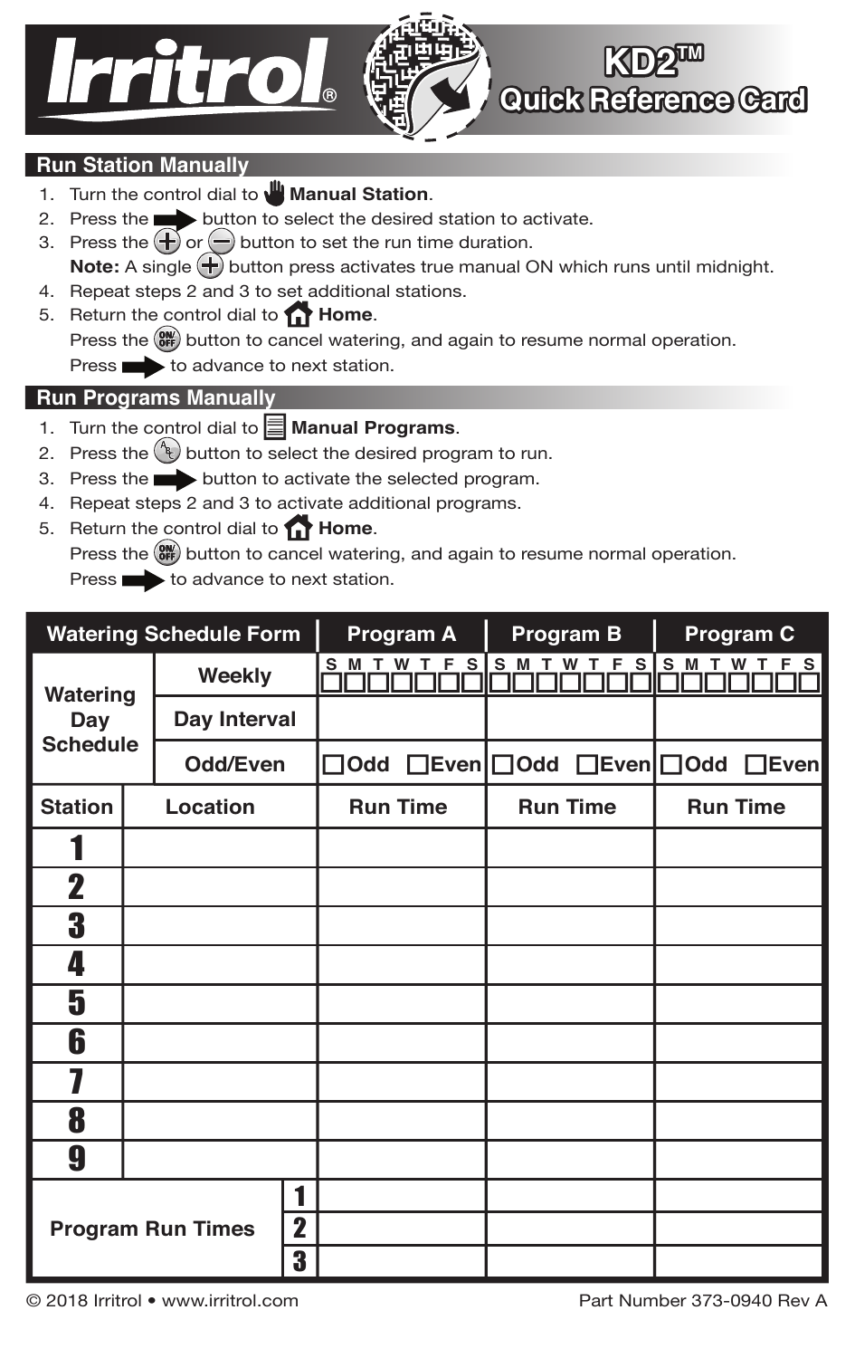# Irritrol® KD2™ Quick Reference Card

## Run Station Manually

1. Turn the control dial to **Manual Station**.
2. Press the ➡ button to select the desired station to activate.
3. Press the ⊕ or ⊖ button to set the run time duration.
   **Note:** A single ⊕ button press activates true manual ON which runs until midnight.
4. Repeat steps 2 and 3 to set additional stations.
5. Return the control dial to **Home**.
   Press the ON/OFF button to cancel watering, and again to resume normal operation.
   Press ➡ to advance to next station.

## Run Programs Manually

1. Turn the control dial to **Manual Programs**.
2. Press the ABC button to select the desired program to run.
3. Press the ➡ button to activate the selected program.
4. Repeat steps 2 and 3 to activate additional programs.
5. Return the control dial to **Home**.
   Press the ON/OFF button to cancel watering, and again to resume normal operation.
   Press ➡ to advance to next station.

| Watering Schedule Form | | Program A | Program B | Program C |
|---|---|---|---|---|
| Watering Day Schedule | Weekly | S M T W T F S ☐☐☐☐☐☐☐ | S M T W T F S ☐☐☐☐☐☐☐ | S M T W T F S ☐☐☐☐☐☐☐ |
| | Day Interval | | | |
| | Odd/Even | ☐Odd ☐Even | ☐Odd ☐Even | ☐Odd ☐Even |
| **Station** | **Location** | **Run Time** | **Run Time** | **Run Time** |
| 1 | | | | |
| 2 | | | | |
| 3 | | | | |
| 4 | | | | |
| 5 | | | | |
| 6 | | | | |
| 7 | | | | |
| 8 | | | | |
| 9 | | | | |
| Program Run Times | 1 | | | |
| | 2 | | | |
| | 3 | | | |

© 2018 Irritrol • www.irritrol.com

Part Number 373-0940 Rev A